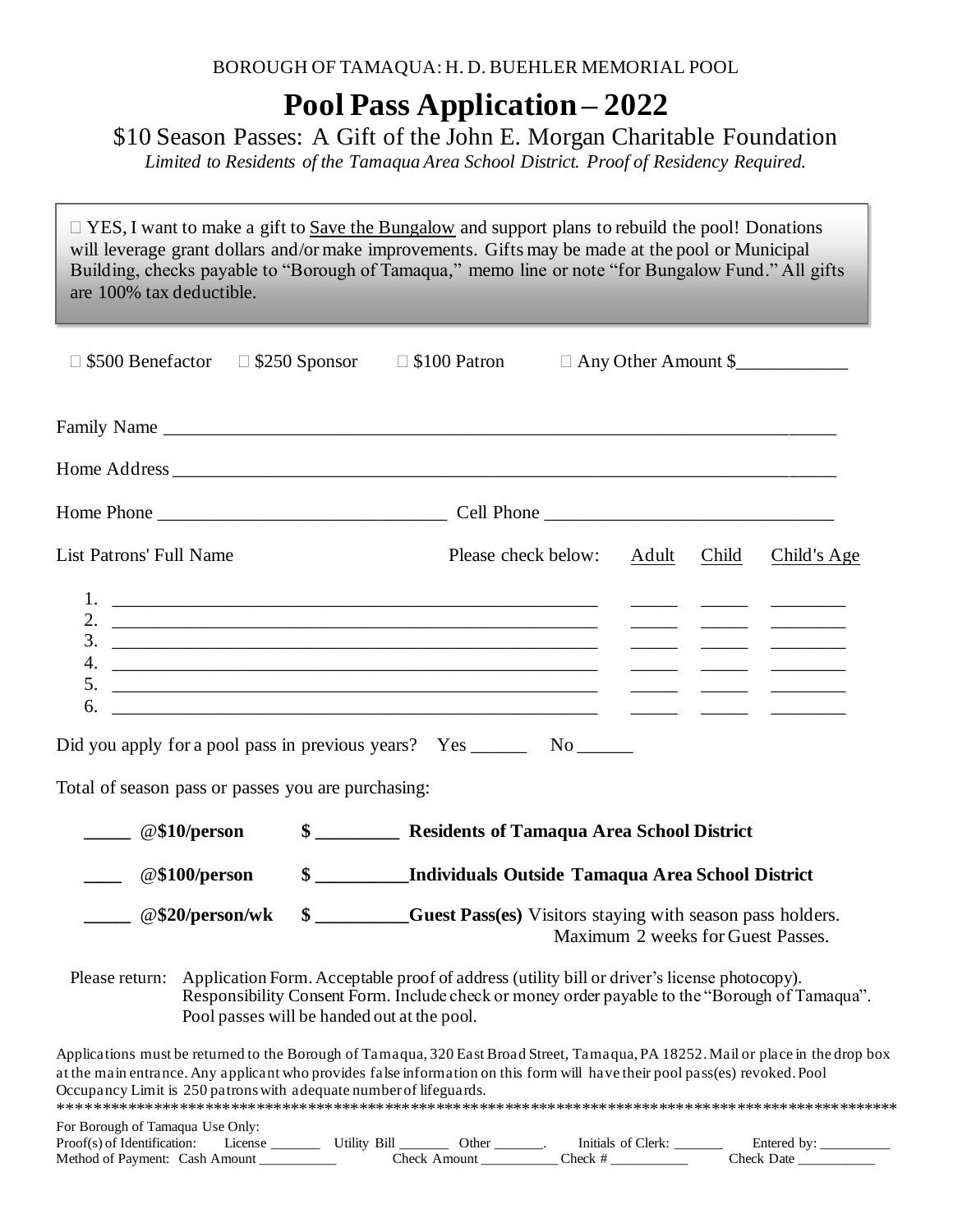BOROUGH OF TAMAQUA: H. D. BUEHLER MEMORIAL POOL

# Pool Pass Application – 2022

## $10 Season Passes: A Gift of the John E. Morgan Charitable Foundation

*Limited to Residents of the Tamaqua Area School District. Proof of Residency Required.*

☐ YES, I want to make a gift to Save the Bungalow and support plans to rebuild the pool! Donations will leverage grant dollars and/or make improvements. Gifts may be made at the pool or Municipal Building, checks payable to "Borough of Tamaqua," memo line or note "for Bungalow Fund." All gifts are 100% tax deductible.

☐ $500 Benefactor ☐ $250 Sponsor ☐ $100 Patron ☐ Any Other Amount $____________

Family Name ______________________________________________________________________

Home Address _____________________________________________________________________

Home Phone ______________________________ Cell Phone ______________________________

| List Patrons' Full Name | Please check below: Adult | Child | Child's Age |
|---|---|---|---|
| 1. ______________________________ | _____ | _____ | ________ |
| 2. ______________________________ | _____ | _____ | ________ |
| 3. ______________________________ | _____ | _____ | ________ |
| 4. ______________________________ | _____ | _____ | ________ |
| 5. ______________________________ | _____ | _____ | ________ |
| 6. ______________________________ | _____ | _____ | ________ |

Did you apply for a pool pass in previous years? Yes ______ No ______

Total of season pass or passes you are purchasing:

_____ **@$10/person** **$ _________ Residents of Tamaqua Area School District**

____ **@$100/person** **$ _________Individuals Outside Tamaqua Area School District**

_____ **@$20/person/wk** **$ _________Guest Pass(es)** Visitors staying with season pass holders. Maximum 2 weeks for Guest Passes.

Please return: Application Form. Acceptable proof of address (utility bill or driver's license photocopy). Responsibility Consent Form. Include check or money order payable to the "Borough of Tamaqua". Pool passes will be handed out at the pool.

Applications must be returned to the Borough of Tamaqua, 320 East Broad Street, Tamaqua, PA 18252. Mail or place in the drop box at the main entrance. Any applicant who provides false information on this form will have their pool pass(es) revoked. Pool Occupancy Limit is 250 patrons with adequate number of lifeguards.

*****************************************************************************************************

For Borough of Tamaqua Use Only:

Proof(s) of Identification: License _______ Utility Bill _______ Other _______. Initials of Clerk: _______ Entered by: __________

Method of Payment: Cash Amount ___________ Check Amount ___________ Check # ___________ Check Date ___________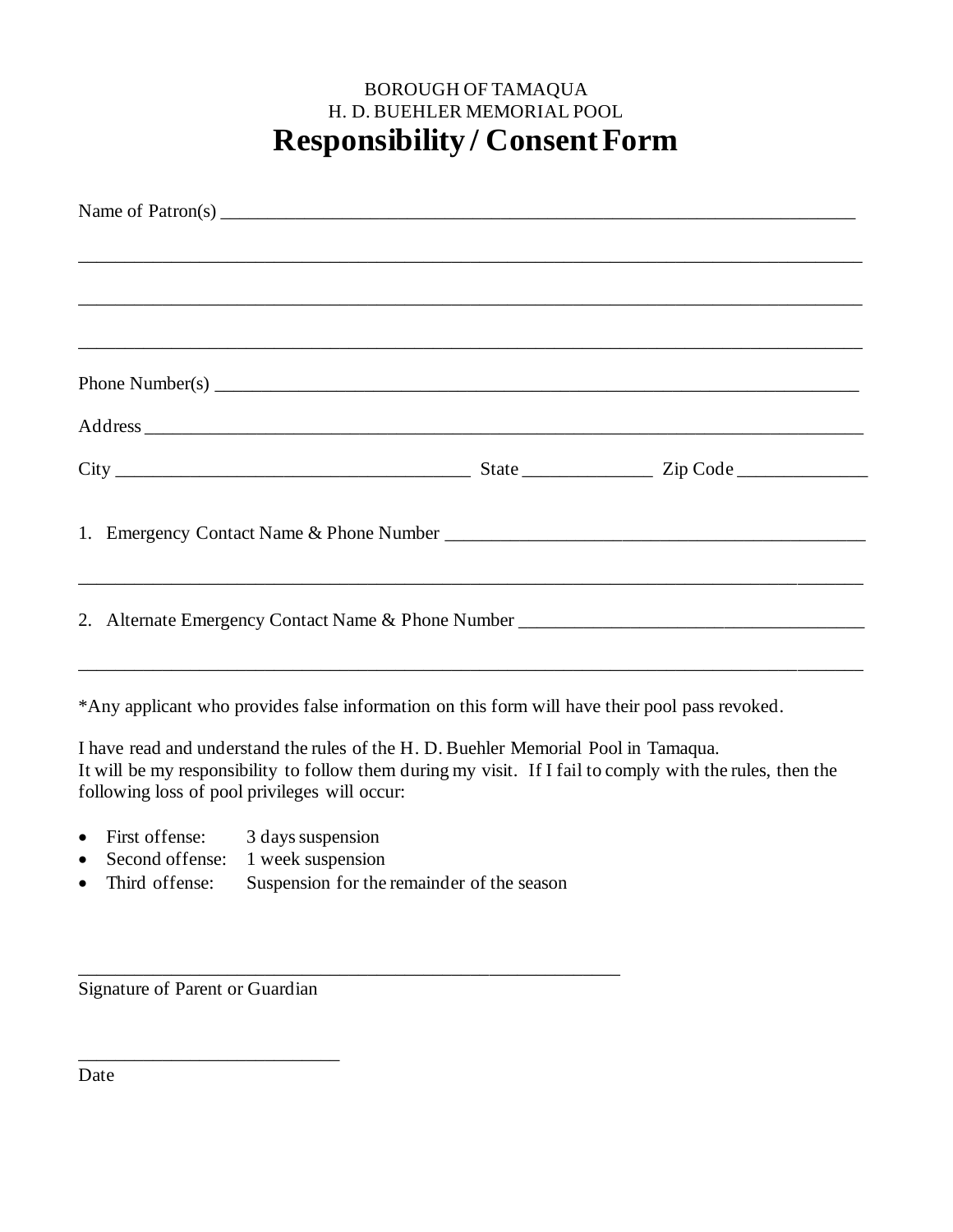BOROUGH OF TAMAQUA
H. D. BUEHLER MEMORIAL POOL

# Responsibility / Consent Form

Name of Patron(s) ______________________________________________________________________

_____________________________________________________________________________________

_____________________________________________________________________________________

_____________________________________________________________________________________

Phone Number(s) ______________________________________________________________________

Address ______________________________________________________________________________

City _________________________________ State _____________ Zip Code _____________

1. Emergency Contact Name & Phone Number ___________________________________________

_____________________________________________________________________________________

2. Alternate Emergency Contact Name & Phone Number ____________________________________

_____________________________________________________________________________________

*Any applicant who provides false information on this form will have their pool pass revoked.

I have read and understand the rules of the H. D. Buehler Memorial Pool in Tamaqua.
It will be my responsibility to follow them during my visit. If I fail to comply with the rules, then the following loss of pool privileges will occur:

- First offense: 3 days suspension
- Second offense: 1 week suspension
- Third offense: Suspension for the remainder of the season

_______________________________________________________

Signature of Parent or Guardian

___________________________

Date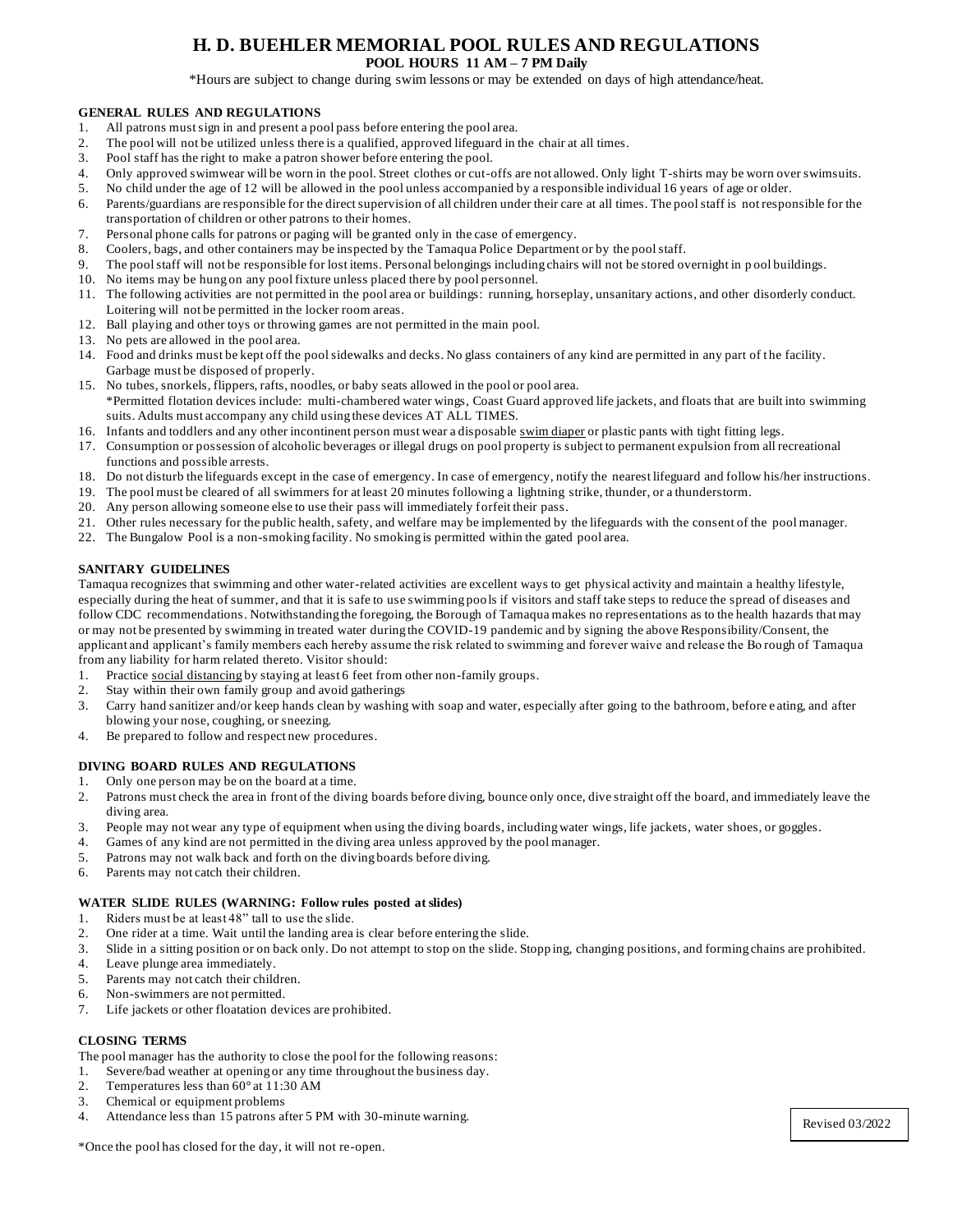# H. D. BUEHLER MEMORIAL POOL RULES AND REGULATIONS

**POOL HOURS 11 AM – 7 PM Daily**

*Hours are subject to change during swim lessons or may be extended on days of high attendance/heat.

### GENERAL RULES AND REGULATIONS

1. All patrons must sign in and present a pool pass before entering the pool area.
2. The pool will not be utilized unless there is a qualified, approved lifeguard in the chair at all times.
3. Pool staff has the right to make a patron shower before entering the pool.
4. Only approved swimwear will be worn in the pool. Street clothes or cut-offs are not allowed. Only light T-shirts may be worn over swimsuits.
5. No child under the age of 12 will be allowed in the pool unless accompanied by a responsible individual 16 years of age or older.
6. Parents/guardians are responsible for the direct supervision of all children under their care at all times. The pool staff is not responsible for the transportation of children or other patrons to their homes.
7. Personal phone calls for patrons or paging will be granted only in the case of emergency.
8. Coolers, bags, and other containers may be inspected by the Tamaqua Police Department or by the pool staff.
9. The pool staff will not be responsible for lost items. Personal belongings including chairs will not be stored overnight in pool buildings.
10. No items may be hung on any pool fixture unless placed there by pool personnel.
11. The following activities are not permitted in the pool area or buildings: running, horseplay, unsanitary actions, and other disorderly conduct. Loitering will not be permitted in the locker room areas.
12. Ball playing and other toys or throwing games are not permitted in the main pool.
13. No pets are allowed in the pool area.
14. Food and drinks must be kept off the pool sidewalks and decks. No glass containers of any kind are permitted in any part of the facility. Garbage must be disposed of properly.
15. No tubes, snorkels, flippers, rafts, noodles, or baby seats allowed in the pool or pool area.
    *Permitted flotation devices include: multi-chambered water wings, Coast Guard approved life jackets, and floats that are built into swimming suits. Adults must accompany any child using these devices AT ALL TIMES.
16. Infants and toddlers and any other incontinent person must wear a disposable <u>swim diaper</u> or plastic pants with tight fitting legs.
17. Consumption or possession of alcoholic beverages or illegal drugs on pool property is subject to permanent expulsion from all recreational functions and possible arrests.
18. Do not disturb the lifeguards except in the case of emergency. In case of emergency, notify the nearest lifeguard and follow his/her instructions.
19. The pool must be cleared of all swimmers for at least 20 minutes following a lightning strike, thunder, or a thunderstorm.
20. Any person allowing someone else to use their pass will immediately forfeit their pass.
21. Other rules necessary for the public health, safety, and welfare may be implemented by the lifeguards with the consent of the pool manager.
22. The Bungalow Pool is a non-smoking facility. No smoking is permitted within the gated pool area.

### SANITARY GUIDELINES

Tamaqua recognizes that swimming and other water-related activities are excellent ways to get physical activity and maintain a healthy lifestyle, especially during the heat of summer, and that it is safe to use swimming pools if visitors and staff take steps to reduce the spread of diseases and follow CDC recommendations. Notwithstanding the foregoing, the Borough of Tamaqua makes no representations as to the health hazards that may or may not be presented by swimming in treated water during the COVID-19 pandemic and by signing the above Responsibility/Consent, the applicant and applicant's family members each hereby assume the risk related to swimming and forever waive and release the Borough of Tamaqua from any liability for harm related thereto. Visitor should:

1. Practice <u>social distancing</u> by staying at least 6 feet from other non-family groups.
2. Stay within their own family group and avoid gatherings
3. Carry hand sanitizer and/or keep hands clean by washing with soap and water, especially after going to the bathroom, before eating, and after blowing your nose, coughing, or sneezing.
4. Be prepared to follow and respect new procedures.

### DIVING BOARD RULES AND REGULATIONS

1. Only one person may be on the board at a time.
2. Patrons must check the area in front of the diving boards before diving, bounce only once, dive straight off the board, and immediately leave the diving area.
3. People may not wear any type of equipment when using the diving boards, including water wings, life jackets, water shoes, or goggles.
4. Games of any kind are not permitted in the diving area unless approved by the pool manager.
5. Patrons may not walk back and forth on the diving boards before diving.
6. Parents may not catch their children.

### WATER SLIDE RULES (WARNING: Follow rules posted at slides)

1. Riders must be at least 48" tall to use the slide.
2. One rider at a time. Wait until the landing area is clear before entering the slide.
3. Slide in a sitting position or on back only. Do not attempt to stop on the slide. Stopping, changing positions, and forming chains are prohibited.
4. Leave plunge area immediately.
5. Parents may not catch their children.
6. Non-swimmers are not permitted.
7. Life jackets or other floatation devices are prohibited.

### CLOSING TERMS

The pool manager has the authority to close the pool for the following reasons:

1. Severe/bad weather at opening or any time throughout the business day.
2. Temperatures less than 60° at 11:30 AM
3. Chemical or equipment problems
4. Attendance less than 15 patrons after 5 PM with 30-minute warning.

Revised 03/2022

*Once the pool has closed for the day, it will not re-open.